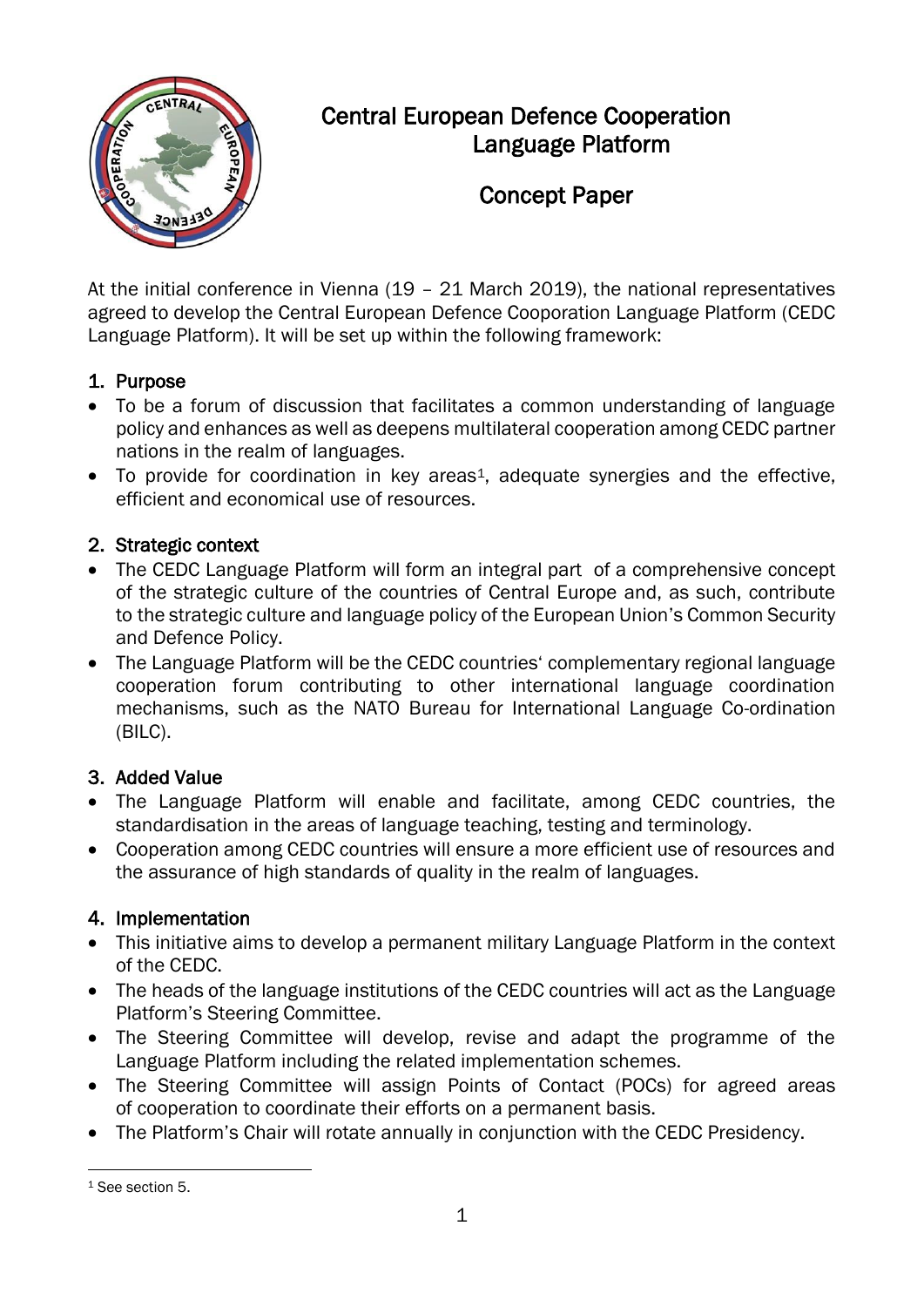# Central European Defence Cooperation Language Platform

## Concept Paper

At the initial conference in Vienna (19 – 21 March 2019), the national representatives agreed to develop the Central European Defence Cooporation Language Platform (CEDC Language Platform). It will be set up within the following framework:

### 1. Purpose

- To be a forum of discussion that facilitates a common understanding of language policy and enhances as well as deepens multilateral cooperation among CEDC partner nations in the realm of languages.
- To provide for coordination in key areas[1], adequate synergies and the effective, efficient and economical use of resources.

### 2. Strategic context

- The CEDC Language Platform will form an integral part of a comprehensive concept of the strategic culture of the countries of Central Europe and, as such, contribute to the strategic culture and language policy of the European Union's Common Security and Defence Policy.
- The Language Platform will be the CEDC countries' complementary regional language cooperation forum contributing to other international language coordination mechanisms, such as the NATO Bureau for International Language Co-ordination (BILC).

### 3. Added Value

- The Language Platform will enable and facilitate, among CEDC countries, the standardisation in the areas of language teaching, testing and terminology.
- Cooperation among CEDC countries will ensure a more efficient use of resources and the assurance of high standards of quality in the realm of languages.

### 4. Implementation

- This initiative aims to develop a permanent military Language Platform in the context of the CEDC.
- The heads of the language institutions of the CEDC countries will act as the Language Platform's Steering Committee.
- The Steering Committee will develop, revise and adapt the programme of the Language Platform including the related implementation schemes.
- The Steering Committee will assign Points of Contact (POCs) for agreed areas of cooperation to coordinate their efforts on a permanent basis.
- The Platform's Chair will rotate annually in conjunction with the CEDC Presidency.

[1] See section 5.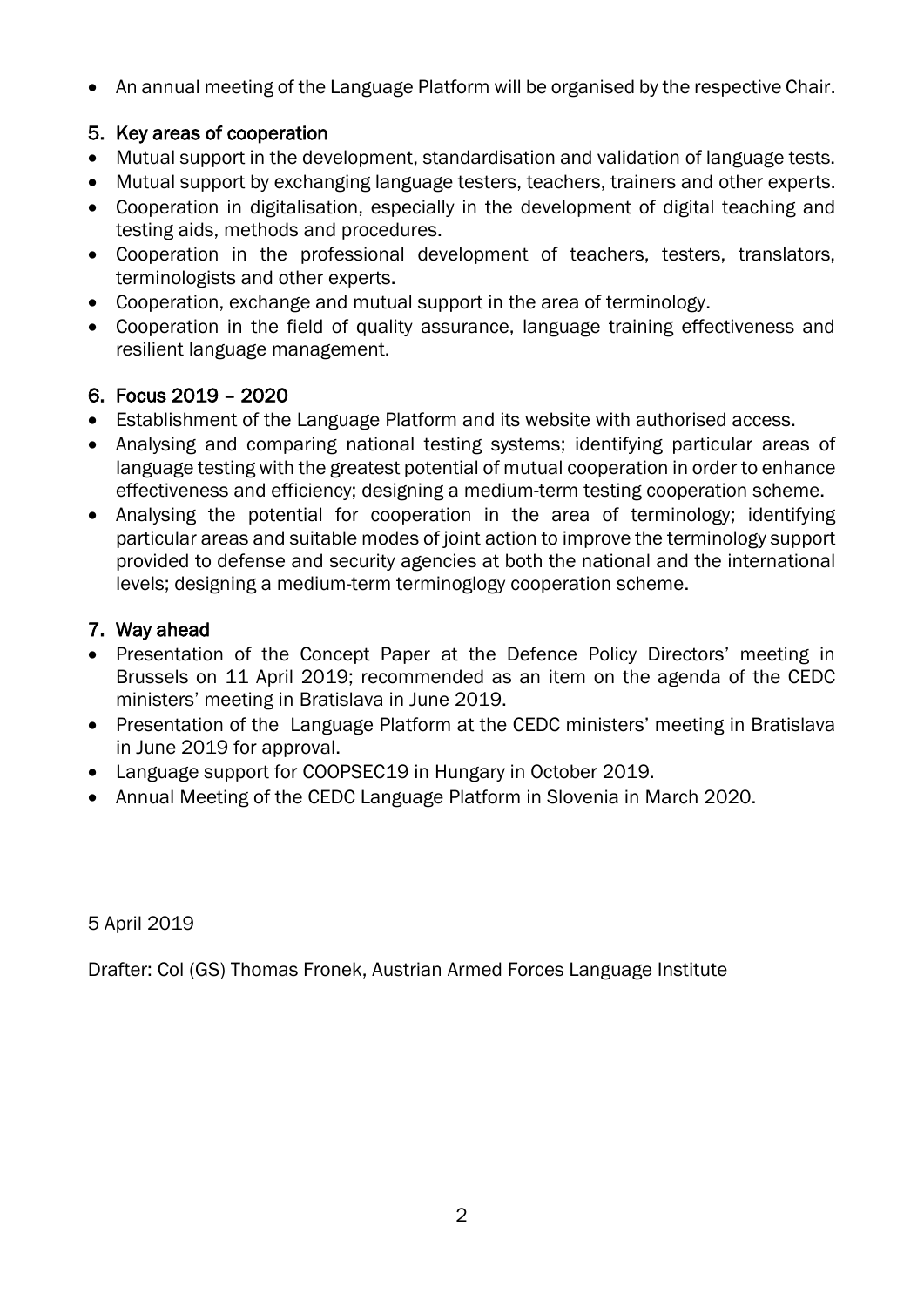- An annual meeting of the Language Platform will be organised by the respective Chair.

## 5. Key areas of cooperation

- Mutual support in the development, standardisation and validation of language tests.
- Mutual support by exchanging language testers, teachers, trainers and other experts.
- Cooperation in digitalisation, especially in the development of digital teaching and testing aids, methods and procedures.
- Cooperation in the professional development of teachers, testers, translators, terminologists and other experts.
- Cooperation, exchange and mutual support in the area of terminology.
- Cooperation in the field of quality assurance, language training effectiveness and resilient language management.

## 6. Focus 2019 – 2020

- Establishment of the Language Platform and its website with authorised access.
- Analysing and comparing national testing systems; identifying particular areas of language testing with the greatest potential of mutual cooperation in order to enhance effectiveness and efficiency; designing a medium-term testing cooperation scheme.
- Analysing the potential for cooperation in the area of terminology; identifying particular areas and suitable modes of joint action to improve the terminology support provided to defense and security agencies at both the national and the international levels; designing a medium-term terminoglogy cooperation scheme.

## 7. Way ahead

- Presentation of the Concept Paper at the Defence Policy Directors' meeting in Brussels on 11 April 2019; recommended as an item on the agenda of the CEDC ministers' meeting in Bratislava in June 2019.
- Presentation of the Language Platform at the CEDC ministers' meeting in Bratislava in June 2019 for approval.
- Language support for COOPSEC19 in Hungary in October 2019.
- Annual Meeting of the CEDC Language Platform in Slovenia in March 2020.

5 April 2019

Drafter: Col (GS) Thomas Fronek, Austrian Armed Forces Language Institute